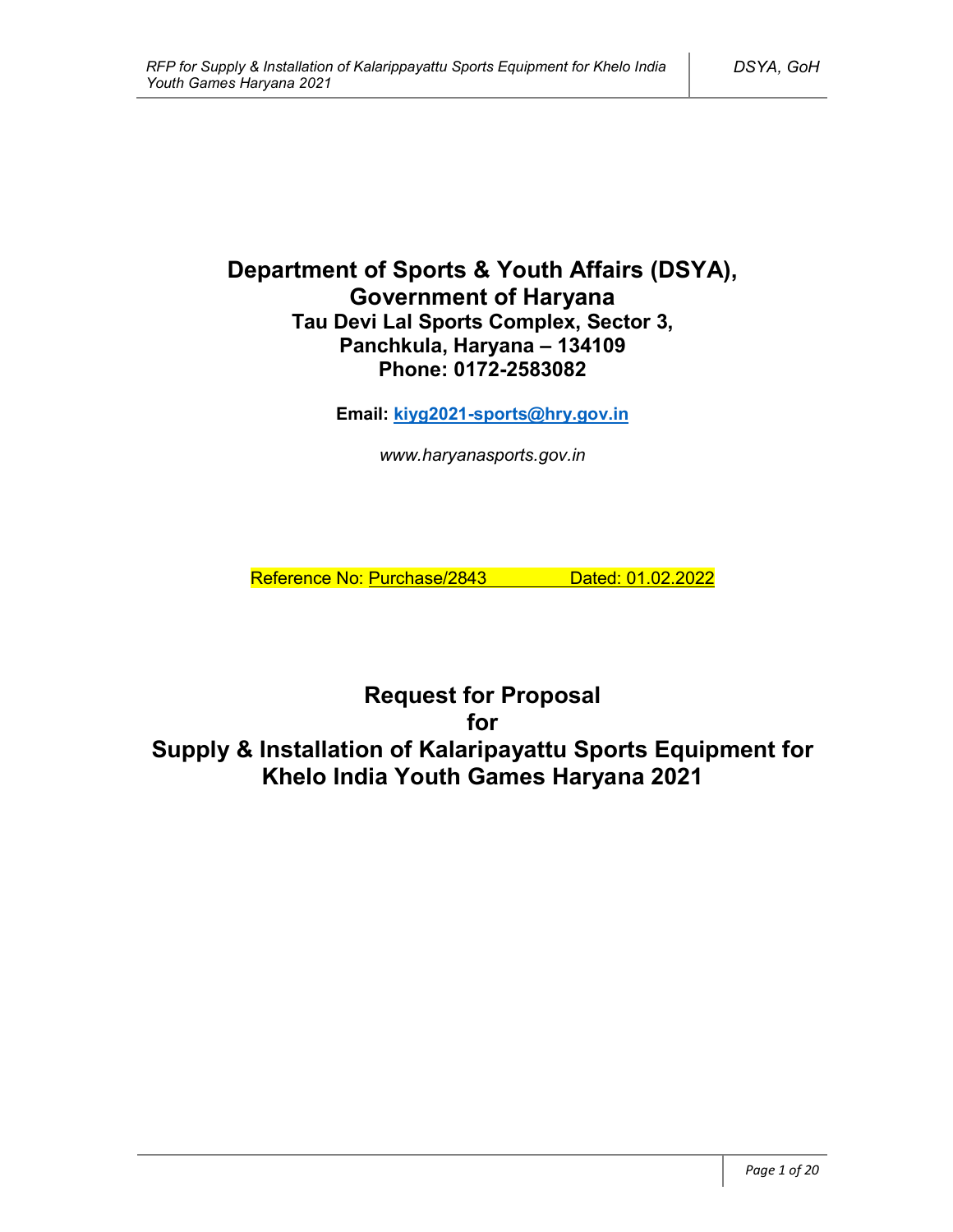# Department of Sports & Youth Affairs (DSYA), Government of Haryana

**Tau Devi Lal Sports Complex, Sector 3,**
**Panchkula, Haryana – 134109**
**Phone: 0172-2583082**

**Email: kiyg2021-sports@hry.gov.in**

*www.haryanasports.gov.in*

Reference No: Purchase/2843 Dated: 01.02.2022

## Request for Proposal for Supply & Installation of Kalaripayattu Sports Equipment for Khelo India Youth Games Haryana 2021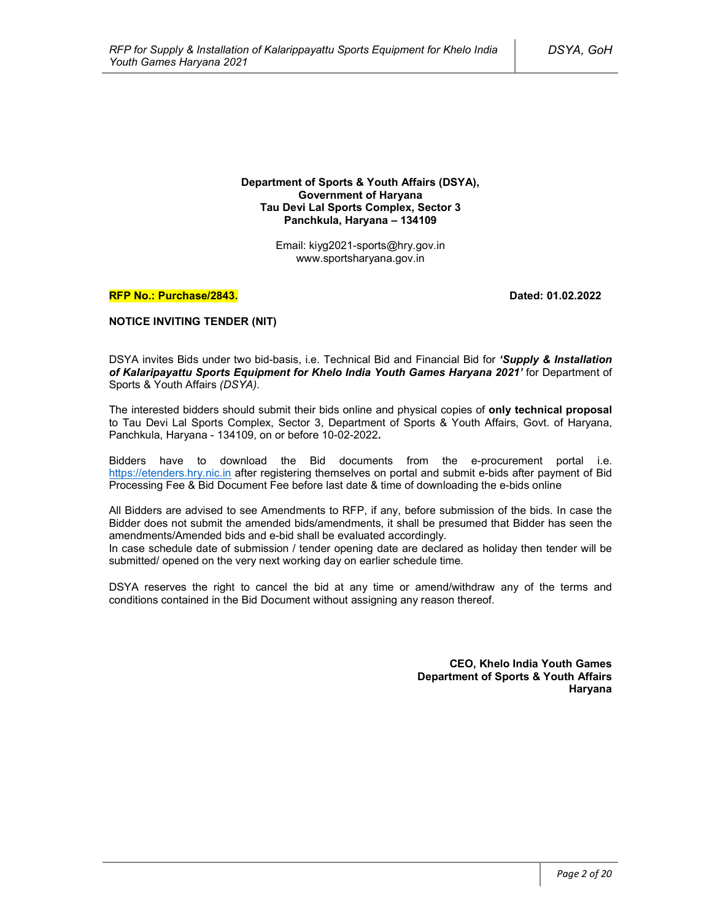**Department of Sports & Youth Affairs (DSYA),**
**Government of Haryana**
**Tau Devi Lal Sports Complex, Sector 3**
**Panchkula, Haryana – 134109**

Email: kiyg2021-sports@hry.gov.in
www.sportsharyana.gov.in

**RFP No.: Purchase/2843.** **Dated: 01.02.2022**

**NOTICE INVITING TENDER (NIT)**

DSYA invites Bids under two bid-basis, i.e. Technical Bid and Financial Bid for ***'Supply & Installation of Kalaripayattu Sports Equipment for Khelo India Youth Games Haryana 2021'*** for Department of Sports & Youth Affairs *(DSYA).*

The interested bidders should submit their bids online and physical copies of **only technical proposal** to Tau Devi Lal Sports Complex, Sector 3, Department of Sports & Youth Affairs, Govt. of Haryana, Panchkula, Haryana - 134109, on or before 10-02-2022**.**

Bidders have to download the Bid documents from the e-procurement portal i.e. https://etenders.hry.nic.in after registering themselves on portal and submit e-bids after payment of Bid Processing Fee & Bid Document Fee before last date & time of downloading the e-bids online

All Bidders are advised to see Amendments to RFP, if any, before submission of the bids. In case the Bidder does not submit the amended bids/amendments, it shall be presumed that Bidder has seen the amendments/Amended bids and e-bid shall be evaluated accordingly.
In case schedule date of submission / tender opening date are declared as holiday then tender will be submitted/ opened on the very next working day on earlier schedule time.

DSYA reserves the right to cancel the bid at any time or amend/withdraw any of the terms and conditions contained in the Bid Document without assigning any reason thereof.

**CEO, Khelo India Youth Games**
**Department of Sports & Youth Affairs**
**Haryana**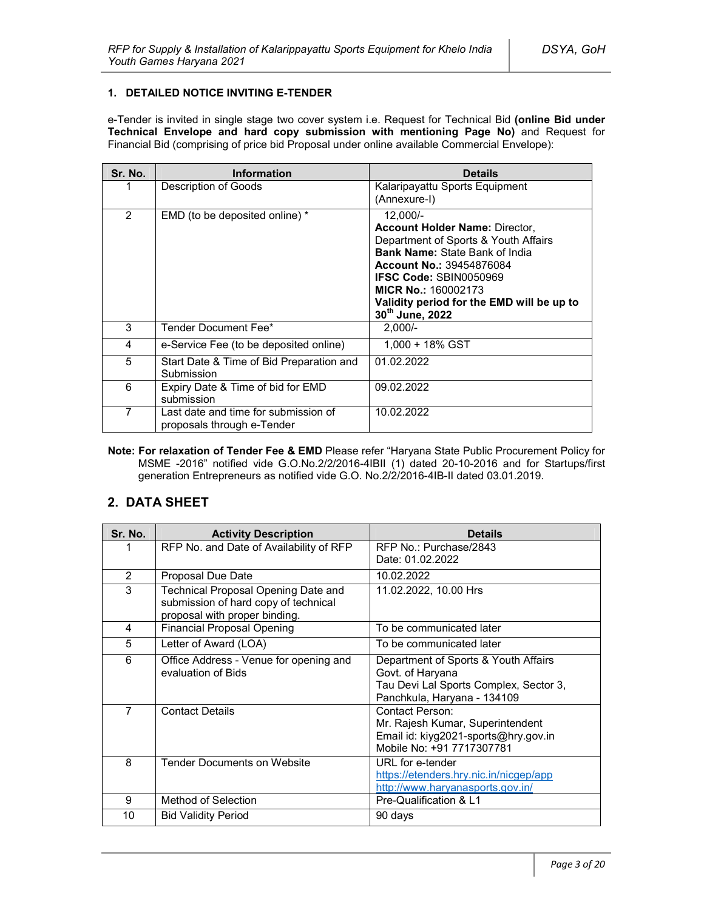### 1. DETAILED NOTICE INVITING E-TENDER

e-Tender is invited in single stage two cover system i.e. Request for Technical Bid **(online Bid under Technical Envelope and hard copy submission with mentioning Page No)** and Request for Financial Bid (comprising of price bid Proposal under online available Commercial Envelope):

| Sr. No. | Information | Details |
|---|---|---|
| 1 | Description of Goods | Kalaripayattu Sports Equipment (Annexure-I) |
| 2 | EMD (to be deposited online) * | 12,000/-<br>**Account Holder Name:** Director, Department of Sports & Youth Affairs<br>**Bank Name:** State Bank of India<br>**Account No.:** 39454876084<br>**IFSC Code:** SBIN0050969<br>**MICR No.:** 160002173<br>**Validity period for the EMD will be up to 30th June, 2022** |
| 3 | Tender Document Fee* | 2,000/- |
| 4 | e-Service Fee (to be deposited online) | 1,000 + 18% GST |
| 5 | Start Date & Time of Bid Preparation and Submission | 01.02.2022 |
| 6 | Expiry Date & Time of bid for EMD submission | 09.02.2022 |
| 7 | Last date and time for submission of proposals through e-Tender | 10.02.2022 |

**Note: For relaxation of Tender Fee & EMD** Please refer "Haryana State Public Procurement Policy for MSME -2016" notified vide G.O.No.2/2/2016-4IBII (1) dated 20-10-2016 and for Startups/first generation Entrepreneurs as notified vide G.O. No.2/2/2016-4IB-II dated 03.01.2019.

## 2. DATA SHEET

| Sr. No. | Activity Description | Details |
|---|---|---|
| 1 | RFP No. and Date of Availability of RFP | RFP No.: Purchase/2843<br>Date: 01.02.2022 |
| 2 | Proposal Due Date | 10.02.2022 |
| 3 | Technical Proposal Opening Date and submission of hard copy of technical proposal with proper binding. | 11.02.2022, 10.00 Hrs |
| 4 | Financial Proposal Opening | To be communicated later |
| 5 | Letter of Award (LOA) | To be communicated later |
| 6 | Office Address - Venue for opening and evaluation of Bids | Department of Sports & Youth Affairs<br>Govt. of Haryana<br>Tau Devi Lal Sports Complex, Sector 3, Panchkula, Haryana - 134109 |
| 7 | Contact Details | Contact Person:<br>Mr. Rajesh Kumar, Superintendent<br>Email id: kiyg2021-sports@hry.gov.in<br>Mobile No: +91 7717307781 |
| 8 | Tender Documents on Website | URL for e-tender<br>https://etenders.hry.nic.in/nicgep/app<br>http://www.haryanasports.gov.in/ |
| 9 | Method of Selection | Pre-Qualification & L1 |
| 10 | Bid Validity Period | 90 days |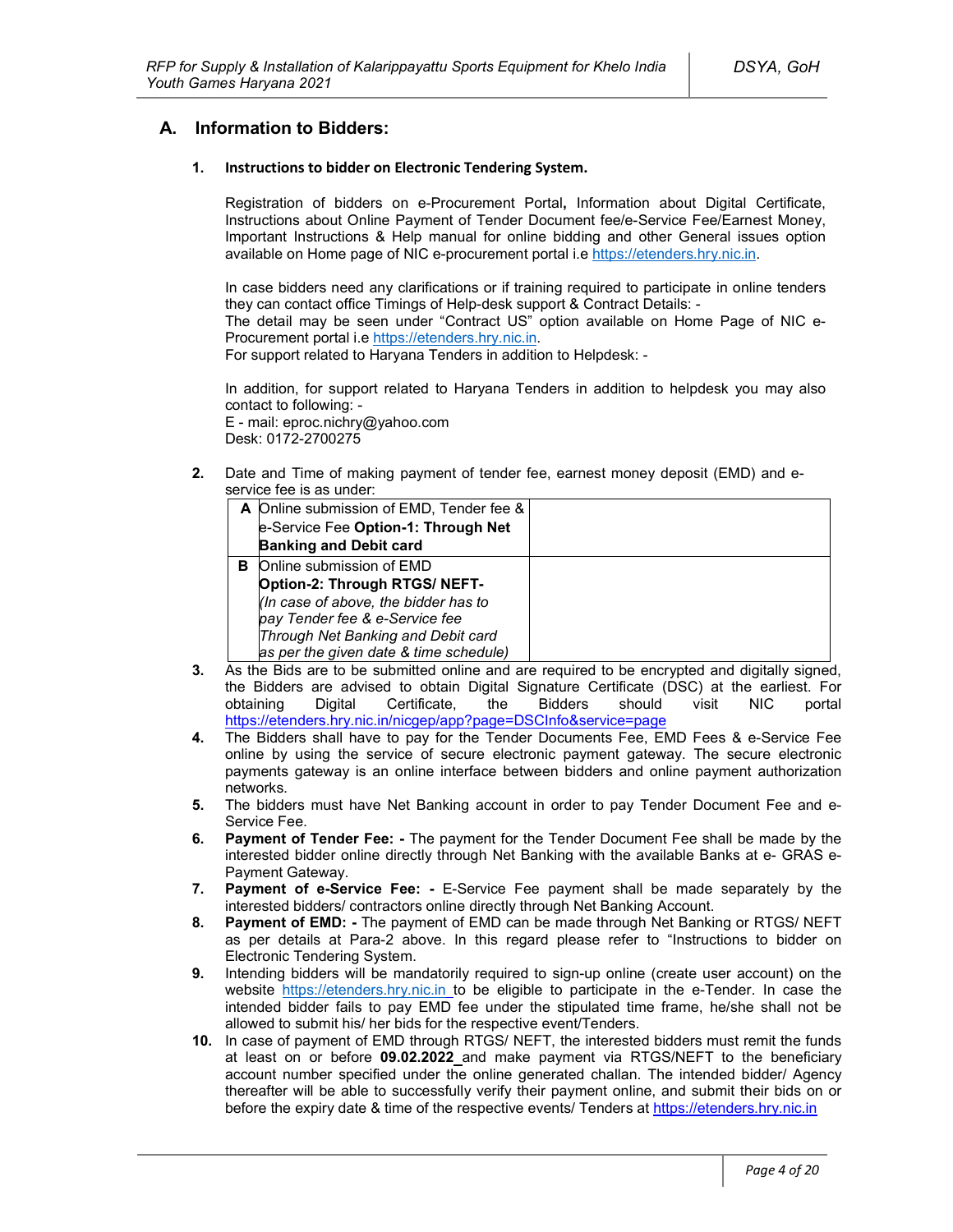## A. Information to Bidders:

**1. Instructions to bidder on Electronic Tendering System.**

Registration of bidders on e-Procurement Portal**,** Information about Digital Certificate, Instructions about Online Payment of Tender Document fee/e-Service Fee/Earnest Money, Important Instructions & Help manual for online bidding and other General issues option available on Home page of NIC e-procurement portal i.e https://etenders.hry.nic.in.

In case bidders need any clarifications or if training required to participate in online tenders they can contact office Timings of Help-desk support & Contract Details: -
The detail may be seen under "Contract US" option available on Home Page of NIC e-Procurement portal i.e https://etenders.hry.nic.in.
For support related to Haryana Tenders in addition to Helpdesk: -

In addition, for support related to Haryana Tenders in addition to helpdesk you may also contact to following: -
E - mail: eproc.nichry@yahoo.com
Desk: 0172-2700275

**2.** Date and Time of making payment of tender fee, earnest money deposit (EMD) and e-service fee is as under:

| | | |
|---|---|---|
| **A** | Online submission of EMD, Tender fee & e-Service Fee **Option-1: Through Net Banking and Debit card** | |
| **B** | Online submission of EMD **Option-2: Through RTGS/ NEFT-** *(In case of above, the bidder has to pay Tender fee & e-Service fee Through Net Banking and Debit card as per the given date & time schedule)* | |

**3.** As the Bids are to be submitted online and are required to be encrypted and digitally signed, the Bidders are advised to obtain Digital Signature Certificate (DSC) at the earliest. For obtaining Digital Certificate, the Bidders should visit NIC portal https://etenders.hry.nic.in/nicgep/app?page=DSCInfo&service=page

**4.** The Bidders shall have to pay for the Tender Documents Fee, EMD Fees & e-Service Fee online by using the service of secure electronic payment gateway. The secure electronic payments gateway is an online interface between bidders and online payment authorization networks.

**5.** The bidders must have Net Banking account in order to pay Tender Document Fee and e-Service Fee.

**6.** **Payment of Tender Fee: -** The payment for the Tender Document Fee shall be made by the interested bidder online directly through Net Banking with the available Banks at e- GRAS e-Payment Gateway.

**7.** **Payment of e-Service Fee: -** E-Service Fee payment shall be made separately by the interested bidders/ contractors online directly through Net Banking Account.

**8.** **Payment of EMD: -** The payment of EMD can be made through Net Banking or RTGS/ NEFT as per details at Para-2 above. In this regard please refer to "Instructions to bidder on Electronic Tendering System.

**9.** Intending bidders will be mandatorily required to sign-up online (create user account) on the website https://etenders.hry.nic.in to be eligible to participate in the e-Tender. In case the intended bidder fails to pay EMD fee under the stipulated time frame, he/she shall not be allowed to submit his/ her bids for the respective event/Tenders.

**10.** In case of payment of EMD through RTGS/ NEFT, the interested bidders must remit the funds at least on or before **09.02.2022** and make payment via RTGS/NEFT to the beneficiary account number specified under the online generated challan. The intended bidder/ Agency thereafter will be able to successfully verify their payment online, and submit their bids on or before the expiry date & time of the respective events/ Tenders at https://etenders.hry.nic.in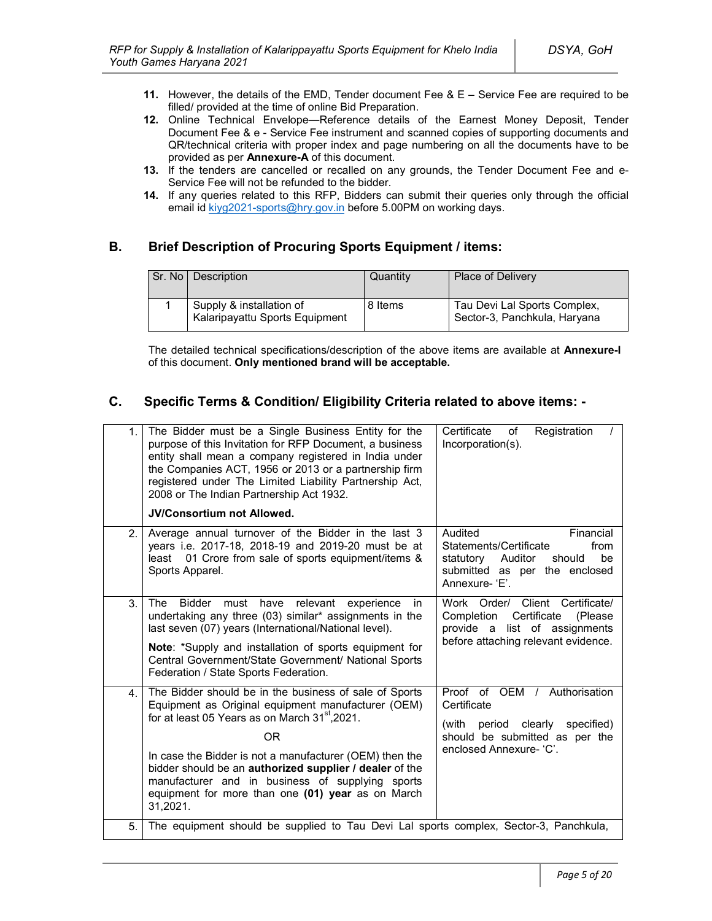11. However, the details of the EMD, Tender document Fee & E – Service Fee are required to be filled/ provided at the time of online Bid Preparation.
12. Online Technical Envelope—Reference details of the Earnest Money Deposit, Tender Document Fee & e - Service Fee instrument and scanned copies of supporting documents and QR/technical criteria with proper index and page numbering on all the documents have to be provided as per **Annexure-A** of this document.
13. If the tenders are cancelled or recalled on any grounds, the Tender Document Fee and e-Service Fee will not be refunded to the bidder.
14. If any queries related to this RFP, Bidders can submit their queries only through the official email id kiyg2021-sports@hry.gov.in before 5.00PM on working days.

## B. Brief Description of Procuring Sports Equipment / items:

| Sr. No | Description | Quantity | Place of Delivery |
|---|---|---|---|
| 1 | Supply & installation of Kalaripayattu Sports Equipment | 8 Items | Tau Devi Lal Sports Complex, Sector-3, Panchkula, Haryana |

The detailed technical specifications/description of the above items are available at **Annexure-I** of this document. **Only mentioned brand will be acceptable.**

## C. Specific Terms & Condition/ Eligibility Criteria related to above items: -

| | | |
|---|---|---|
| 1. | The Bidder must be a Single Business Entity for the purpose of this Invitation for RFP Document, a business entity shall mean a company registered in India under the Companies ACT, 1956 or 2013 or a partnership firm registered under The Limited Liability Partnership Act, 2008 or The Indian Partnership Act 1932.<br><br>**JV/Consortium not Allowed.** | Certificate of Registration / Incorporation(s). |
| 2. | Average annual turnover of the Bidder in the last 3 years i.e. 2017-18, 2018-19 and 2019-20 must be at least 01 Crore from sale of sports equipment/items & Sports Apparel. | Audited Financial Statements/Certificate from statutory Auditor should be submitted as per the enclosed Annexure- 'E'. |
| 3. | The Bidder must have relevant experience in undertaking any three (03) similar* assignments in the last seven (07) years (International/National level).<br><br>**Note**: *Supply and installation of sports equipment for Central Government/State Government/ National Sports Federation / State Sports Federation. | Work Order/ Client Certificate/ Completion Certificate (Please provide a list of assignments before attaching relevant evidence. |
| 4. | The Bidder should be in the business of sale of Sports Equipment as Original equipment manufacturer (OEM) for at least 05 Years as on March 31st,2021.<br><br>OR<br><br>In case the Bidder is not a manufacturer (OEM) then the bidder should be an **authorized supplier / dealer** of the manufacturer and in business of supplying sports equipment for more than one **(01) year** as on March 31,2021. | Proof of OEM / Authorisation Certificate<br><br>(with period clearly specified) should be submitted as per the enclosed Annexure- 'C'. |
| 5. | The equipment should be supplied to Tau Devi Lal sports complex, Sector-3, Panchkula, | |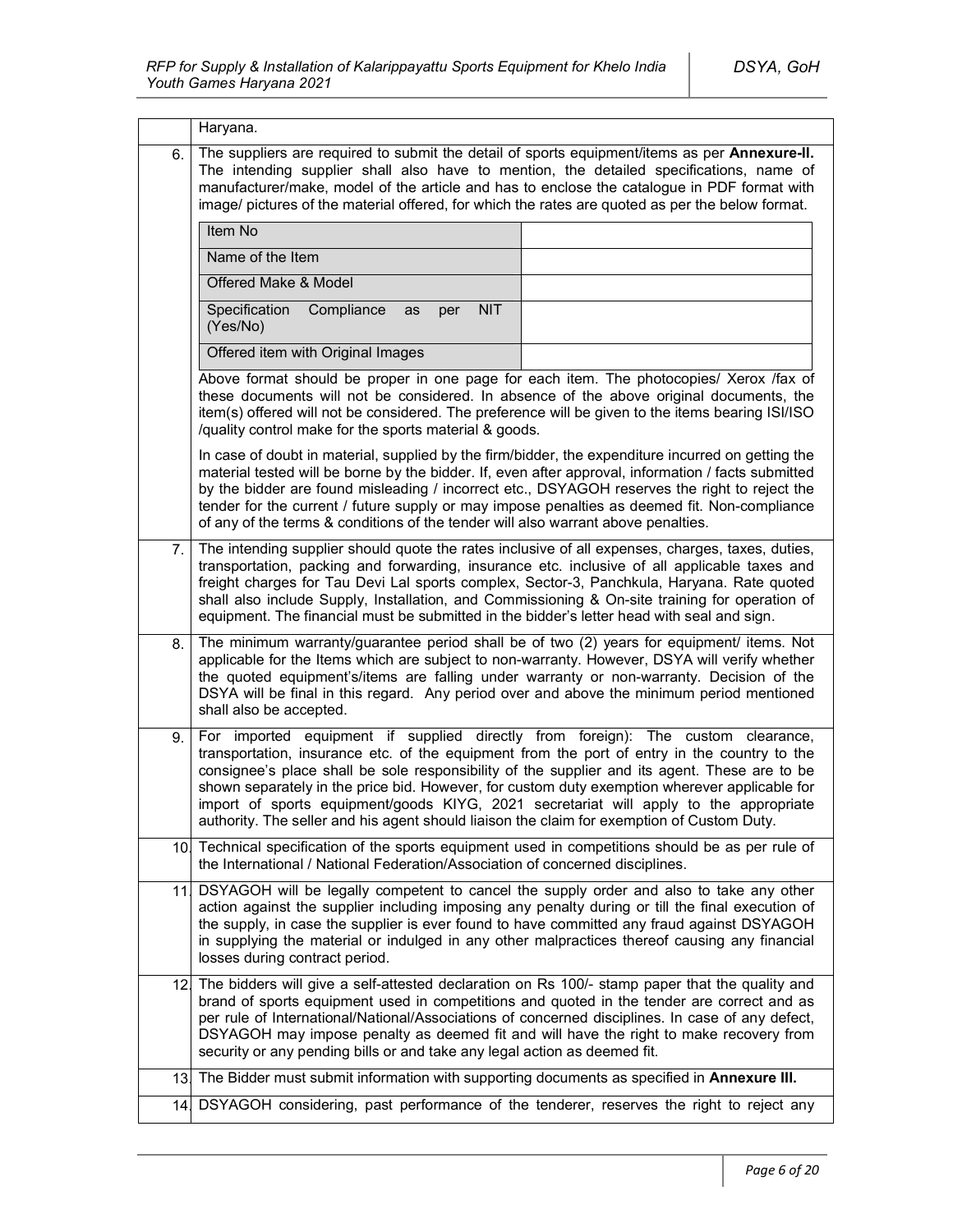| | |
|---|---|
| | Haryana. |
| 6. | The suppliers are required to submit the detail of sports equipment/items as per **Annexure-II.** The intending supplier shall also have to mention, the detailed specifications, name of manufacturer/make, model of the article and has to enclose the catalogue in PDF format with image/ pictures of the material offered, for which the rates are quoted as per the below format.<br><br>Item No: <br>Name of the Item: <br>Offered Make & Model: <br>Specification Compliance as per NIT (Yes/No): <br>Offered item with Original Images: <br><br>Above format should be proper in one page for each item. The photocopies/ Xerox /fax of these documents will not be considered. In absence of the above original documents, the item(s) offered will not be considered. The preference will be given to the items bearing ISI/ISO /quality control make for the sports material & goods.<br><br>In case of doubt in material, supplied by the firm/bidder, the expenditure incurred on getting the material tested will be borne by the bidder. If, even after approval, information / facts submitted by the bidder are found misleading / incorrect etc., DSYAGOH reserves the right to reject the tender for the current / future supply or may impose penalties as deemed fit. Non-compliance of any of the terms & conditions of the tender will also warrant above penalties. |
| 7. | The intending supplier should quote the rates inclusive of all expenses, charges, taxes, duties, transportation, packing and forwarding, insurance etc. inclusive of all applicable taxes and freight charges for Tau Devi Lal sports complex, Sector-3, Panchkula, Haryana. Rate quoted shall also include Supply, Installation, and Commissioning & On-site training for operation of equipment. The financial must be submitted in the bidder's letter head with seal and sign. |
| 8. | The minimum warranty/guarantee period shall be of two (2) years for equipment/ items. Not applicable for the Items which are subject to non-warranty. However, DSYA will verify whether the quoted equipment's/items are falling under warranty or non-warranty. Decision of the DSYA will be final in this regard. Any period over and above the minimum period mentioned shall also be accepted. |
| 9. | For imported equipment if supplied directly from foreign): The custom clearance, transportation, insurance etc. of the equipment from the port of entry in the country to the consignee's place shall be sole responsibility of the supplier and its agent. These are to be shown separately in the price bid. However, for custom duty exemption wherever applicable for import of sports equipment/goods KIYG, 2021 secretariat will apply to the appropriate authority. The seller and his agent should liaison the claim for exemption of Custom Duty. |
| 10. | Technical specification of the sports equipment used in competitions should be as per rule of the International / National Federation/Association of concerned disciplines. |
| 11. | DSYAGOH will be legally competent to cancel the supply order and also to take any other action against the supplier including imposing any penalty during or till the final execution of the supply, in case the supplier is ever found to have committed any fraud against DSYAGOH in supplying the material or indulged in any other malpractices thereof causing any financial losses during contract period. |
| 12. | The bidders will give a self-attested declaration on Rs 100/- stamp paper that the quality and brand of sports equipment used in competitions and quoted in the tender are correct and as per rule of International/National/Associations of concerned disciplines. In case of any defect, DSYAGOH may impose penalty as deemed fit and will have the right to make recovery from security or any pending bills or and take any legal action as deemed fit. |
| 13. | The Bidder must submit information with supporting documents as specified in **Annexure III.** |
| 14. | DSYAGOH considering, past performance of the tenderer, reserves the right to reject any |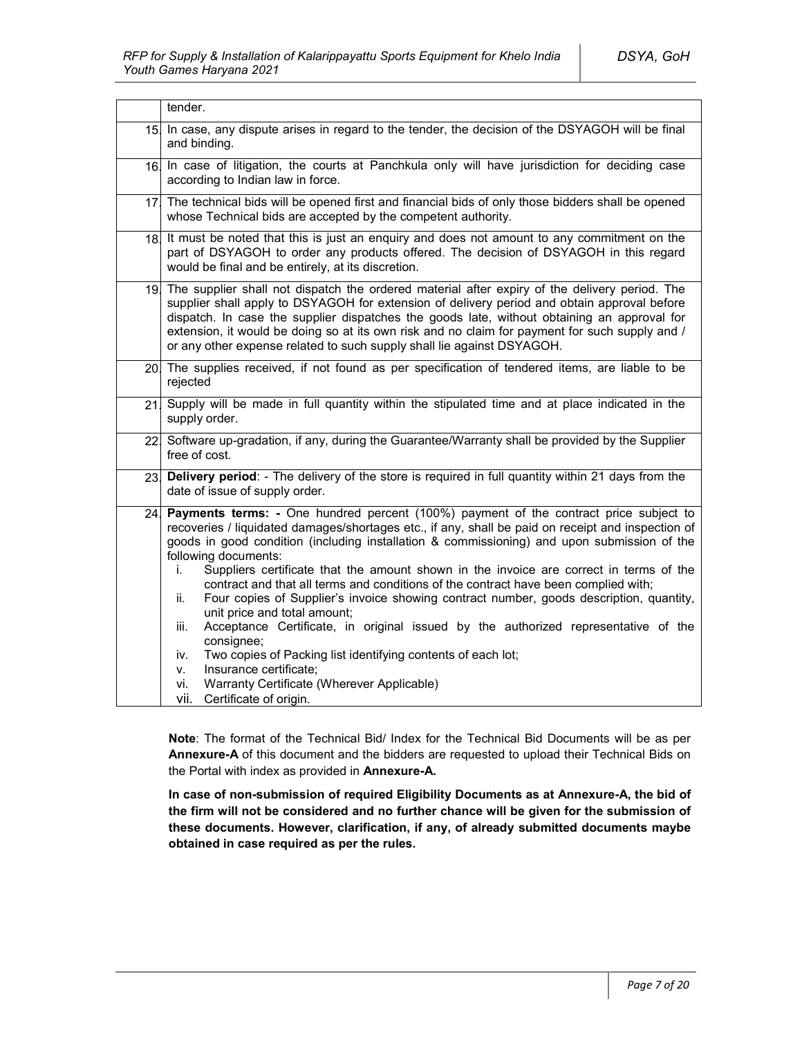| | |
|---|---|
| | tender. |
| 15. | In case, any dispute arises in regard to the tender, the decision of the DSYAGOH will be final and binding. |
| 16. | In case of litigation, the courts at Panchkula only will have jurisdiction for deciding case according to Indian law in force. |
| 17. | The technical bids will be opened first and financial bids of only those bidders shall be opened whose Technical bids are accepted by the competent authority. |
| 18. | It must be noted that this is just an enquiry and does not amount to any commitment on the part of DSYAGOH to order any products offered. The decision of DSYAGOH in this regard would be final and be entirely, at its discretion. |
| 19. | The supplier shall not dispatch the ordered material after expiry of the delivery period. The supplier shall apply to DSYAGOH for extension of delivery period and obtain approval before dispatch. In case the supplier dispatches the goods late, without obtaining an approval for extension, it would be doing so at its own risk and no claim for payment for such supply and / or any other expense related to such supply shall lie against DSYAGOH. |
| 20. | The supplies received, if not found as per specification of tendered items, are liable to be rejected |
| 21. | Supply will be made in full quantity within the stipulated time and at place indicated in the supply order. |
| 22. | Software up-gradation, if any, during the Guarantee/Warranty shall be provided by the Supplier free of cost. |
| 23. | **Delivery period**: - The delivery of the store is required in full quantity within 21 days from the date of issue of supply order. |
| 24. | **Payments terms: -** One hundred percent (100%) payment of the contract price subject to recoveries / liquidated damages/shortages etc., if any, shall be paid on receipt and inspection of goods in good condition (including installation & commissioning) and upon submission of the following documents:<br>i. Suppliers certificate that the amount shown in the invoice are correct in terms of the contract and that all terms and conditions of the contract have been complied with;<br>ii. Four copies of Supplier's invoice showing contract number, goods description, quantity, unit price and total amount;<br>iii. Acceptance Certificate, in original issued by the authorized representative of the consignee;<br>iv. Two copies of Packing list identifying contents of each lot;<br>v. Insurance certificate;<br>vi. Warranty Certificate (Wherever Applicable)<br>vii. Certificate of origin. |

**Note**: The format of the Technical Bid/ Index for the Technical Bid Documents will be as per **Annexure-A** of this document and the bidders are requested to upload their Technical Bids on the Portal with index as provided in **Annexure-A.**

**In case of non-submission of required Eligibility Documents as at Annexure-A, the bid of the firm will not be considered and no further chance will be given for the submission of these documents. However, clarification, if any, of already submitted documents maybe obtained in case required as per the rules.**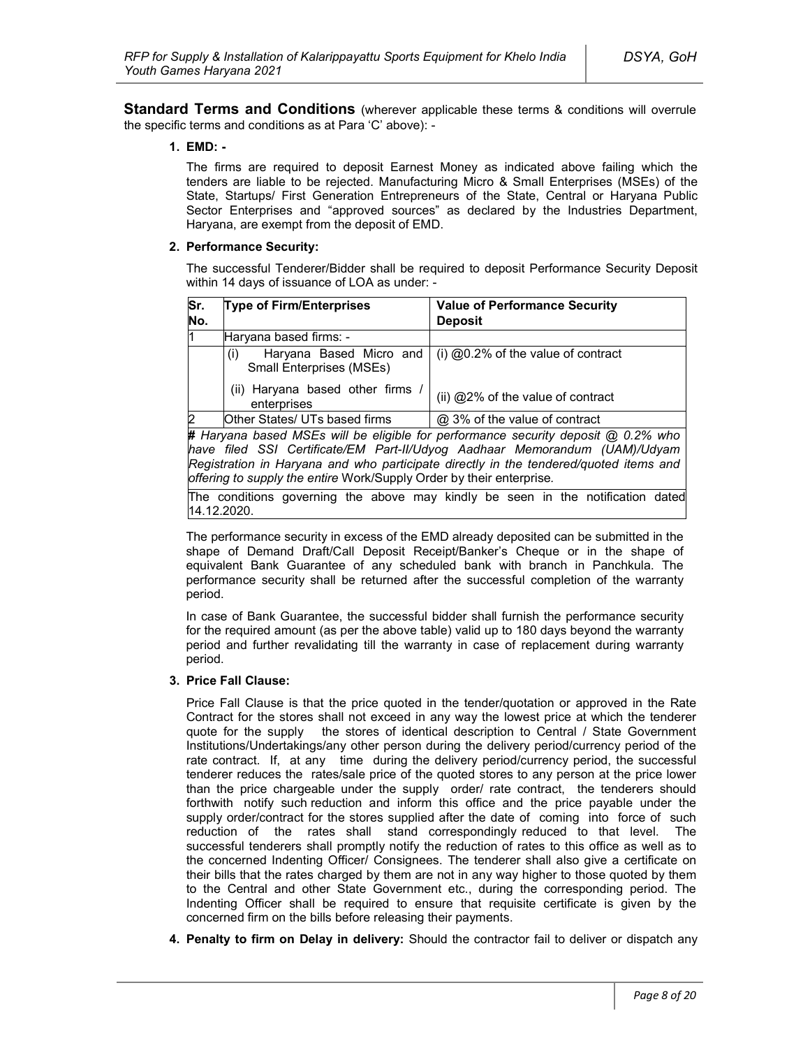**Standard Terms and Conditions** (wherever applicable these terms & conditions will overrule the specific terms and conditions as at Para 'C' above): -

1. **EMD: -**

   The firms are required to deposit Earnest Money as indicated above failing which the tenders are liable to be rejected. Manufacturing Micro & Small Enterprises (MSEs) of the State, Startups/ First Generation Entrepreneurs of the State, Central or Haryana Public Sector Enterprises and "approved sources" as declared by the Industries Department, Haryana, are exempt from the deposit of EMD.

2. **Performance Security:**

   The successful Tenderer/Bidder shall be required to deposit Performance Security Deposit within 14 days of issuance of LOA as under: -

| Sr. No. | Type of Firm/Enterprises | Value of Performance Security Deposit |
|---|---|---|
| 1 | Haryana based firms: - | |
| | (i) Haryana Based Micro and Small Enterprises (MSEs) | (i) @0.2% of the value of contract |
| | (ii) Haryana based other firms / enterprises | (ii) @2% of the value of contract |
| 2 | Other States/ UTs based firms | @ 3% of the value of contract |
| ***#** Haryana based MSEs will be eligible for performance security deposit @ 0.2% who have filed SSI Certificate/EM Part-II/Udyog Aadhaar Memorandum (UAM)/Udyam Registration in Haryana and who participate directly in the tendered/quoted items and offering to supply the entire* Work/Supply Order by their enterprise. | | |
| The conditions governing the above may kindly be seen in the notification dated 14.12.2020. | | |

   The performance security in excess of the EMD already deposited can be submitted in the shape of Demand Draft/Call Deposit Receipt/Banker's Cheque or in the shape of equivalent Bank Guarantee of any scheduled bank with branch in Panchkula. The performance security shall be returned after the successful completion of the warranty period.

   In case of Bank Guarantee, the successful bidder shall furnish the performance security for the required amount (as per the above table) valid up to 180 days beyond the warranty period and further revalidating till the warranty in case of replacement during warranty period.

3. **Price Fall Clause:**

   Price Fall Clause is that the price quoted in the tender/quotation or approved in the Rate Contract for the stores shall not exceed in any way the lowest price at which the tenderer quote for the supply the stores of identical description to Central / State Government Institutions/Undertakings/any other person during the delivery period/currency period of the rate contract. If, at any time during the delivery period/currency period, the successful tenderer reduces the rates/sale price of the quoted stores to any person at the price lower than the price chargeable under the supply order/ rate contract, the tenderers should forthwith notify such reduction and inform this office and the price payable under the supply order/contract for the stores supplied after the date of coming into force of such reduction of the rates shall stand correspondingly reduced to that level. The successful tenderers shall promptly notify the reduction of rates to this office as well as to the concerned Indenting Officer/ Consignees. The tenderer shall also give a certificate on their bills that the rates charged by them are not in any way higher to those quoted by them to the Central and other State Government etc., during the corresponding period. The Indenting Officer shall be required to ensure that requisite certificate is given by the concerned firm on the bills before releasing their payments.

4. **Penalty to firm on Delay in delivery:** Should the contractor fail to deliver or dispatch any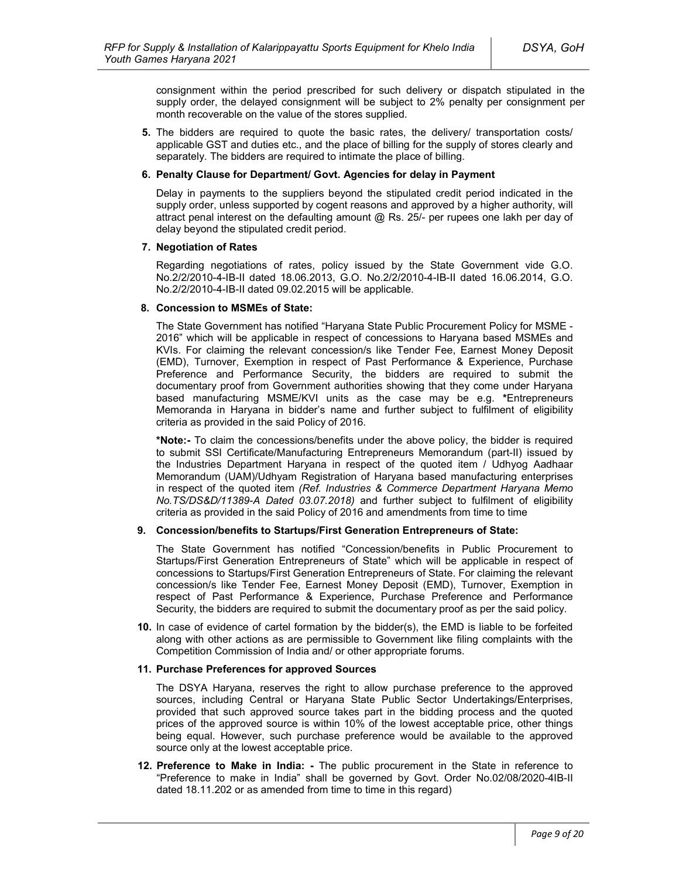consignment within the period prescribed for such delivery or dispatch stipulated in the supply order, the delayed consignment will be subject to 2% penalty per consignment per month recoverable on the value of the stores supplied.

**5.** The bidders are required to quote the basic rates, the delivery/ transportation costs/ applicable GST and duties etc., and the place of billing for the supply of stores clearly and separately. The bidders are required to intimate the place of billing.

**6. Penalty Clause for Department/ Govt. Agencies for delay in Payment**

Delay in payments to the suppliers beyond the stipulated credit period indicated in the supply order, unless supported by cogent reasons and approved by a higher authority, will attract penal interest on the defaulting amount @ Rs. 25/- per rupees one lakh per day of delay beyond the stipulated credit period.

**7. Negotiation of Rates**

Regarding negotiations of rates, policy issued by the State Government vide G.O. No.2/2/2010-4-IB-II dated 18.06.2013, G.O. No.2/2/2010-4-IB-II dated 16.06.2014, G.O. No.2/2/2010-4-IB-II dated 09.02.2015 will be applicable.

**8. Concession to MSMEs of State:**

The State Government has notified "Haryana State Public Procurement Policy for MSME - 2016" which will be applicable in respect of concessions to Haryana based MSMEs and KVIs. For claiming the relevant concession/s like Tender Fee, Earnest Money Deposit (EMD), Turnover, Exemption in respect of Past Performance & Experience, Purchase Preference and Performance Security, the bidders are required to submit the documentary proof from Government authorities showing that they come under Haryana based manufacturing MSME/KVI units as the case may be e.g. **\***Entrepreneurs Memoranda in Haryana in bidder's name and further subject to fulfilment of eligibility criteria as provided in the said Policy of 2016.

**\*Note:-** To claim the concessions/benefits under the above policy, the bidder is required to submit SSI Certificate/Manufacturing Entrepreneurs Memorandum (part-II) issued by the Industries Department Haryana in respect of the quoted item / Udhyog Aadhaar Memorandum (UAM)/Udhyam Registration of Haryana based manufacturing enterprises in respect of the quoted item *(Ref. Industries & Commerce Department Haryana Memo No.TS/DS&D/11389-A Dated 03.07.2018)* and further subject to fulfilment of eligibility criteria as provided in the said Policy of 2016 and amendments from time to time

**9. Concession/benefits to Startups/First Generation Entrepreneurs of State:**

The State Government has notified "Concession/benefits in Public Procurement to Startups/First Generation Entrepreneurs of State" which will be applicable in respect of concessions to Startups/First Generation Entrepreneurs of State. For claiming the relevant concession/s like Tender Fee, Earnest Money Deposit (EMD), Turnover, Exemption in respect of Past Performance & Experience, Purchase Preference and Performance Security, the bidders are required to submit the documentary proof as per the said policy.

**10.** In case of evidence of cartel formation by the bidder(s), the EMD is liable to be forfeited along with other actions as are permissible to Government like filing complaints with the Competition Commission of India and/ or other appropriate forums.

**11. Purchase Preferences for approved Sources**

The DSYA Haryana, reserves the right to allow purchase preference to the approved sources, including Central or Haryana State Public Sector Undertakings/Enterprises, provided that such approved source takes part in the bidding process and the quoted prices of the approved source is within 10% of the lowest acceptable price, other things being equal. However, such purchase preference would be available to the approved source only at the lowest acceptable price.

**12. Preference to Make in India: -** The public procurement in the State in reference to "Preference to make in India" shall be governed by Govt. Order No.02/08/2020-4IB-II dated 18.11.202 or as amended from time to time in this regard)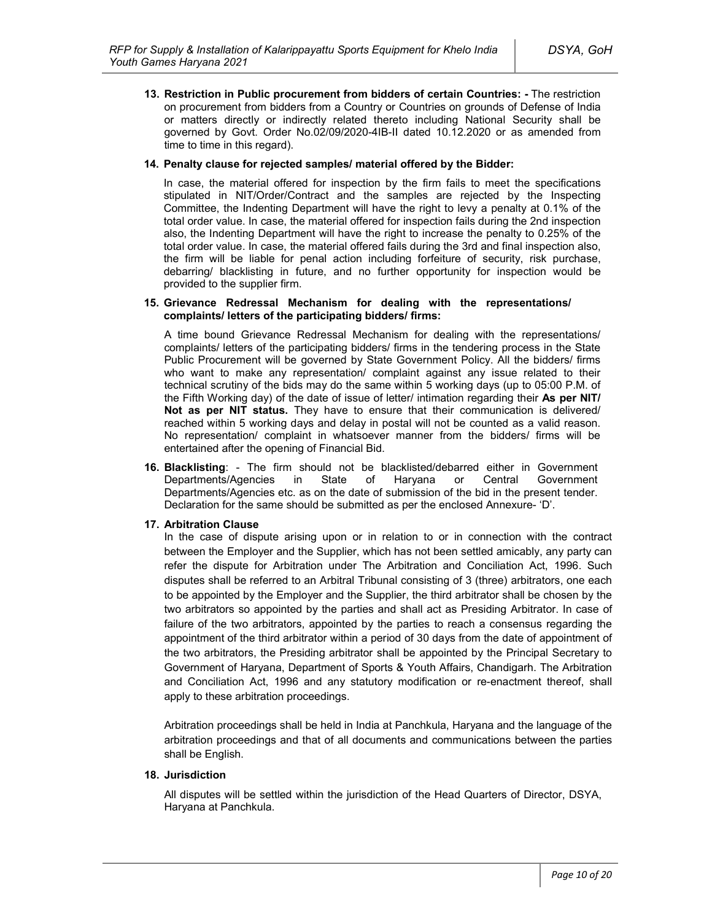**13. Restriction in Public procurement from bidders of certain Countries: -** The restriction on procurement from bidders from a Country or Countries on grounds of Defense of India or matters directly or indirectly related thereto including National Security shall be governed by Govt. Order No.02/09/2020-4IB-II dated 10.12.2020 or as amended from time to time in this regard).

**14. Penalty clause for rejected samples/ material offered by the Bidder:**

In case, the material offered for inspection by the firm fails to meet the specifications stipulated in NIT/Order/Contract and the samples are rejected by the Inspecting Committee, the Indenting Department will have the right to levy a penalty at 0.1% of the total order value. In case, the material offered for inspection fails during the 2nd inspection also, the Indenting Department will have the right to increase the penalty to 0.25% of the total order value. In case, the material offered fails during the 3rd and final inspection also, the firm will be liable for penal action including forfeiture of security, risk purchase, debarring/ blacklisting in future, and no further opportunity for inspection would be provided to the supplier firm.

**15. Grievance Redressal Mechanism for dealing with the representations/ complaints/ letters of the participating bidders/ firms:**

A time bound Grievance Redressal Mechanism for dealing with the representations/ complaints/ letters of the participating bidders/ firms in the tendering process in the State Public Procurement will be governed by State Government Policy. All the bidders/ firms who want to make any representation/ complaint against any issue related to their technical scrutiny of the bids may do the same within 5 working days (up to 05:00 P.M. of the Fifth Working day) of the date of issue of letter/ intimation regarding their **As per NIT/ Not as per NIT status.** They have to ensure that their communication is delivered/ reached within 5 working days and delay in postal will not be counted as a valid reason. No representation/ complaint in whatsoever manner from the bidders/ firms will be entertained after the opening of Financial Bid.

**16. Blacklisting**: - The firm should not be blacklisted/debarred either in Government Departments/Agencies in State of Haryana or Central Government Departments/Agencies etc. as on the date of submission of the bid in the present tender. Declaration for the same should be submitted as per the enclosed Annexure- 'D'.

**17. Arbitration Clause**

In the case of dispute arising upon or in relation to or in connection with the contract between the Employer and the Supplier, which has not been settled amicably, any party can refer the dispute for Arbitration under The Arbitration and Conciliation Act, 1996. Such disputes shall be referred to an Arbitral Tribunal consisting of 3 (three) arbitrators, one each to be appointed by the Employer and the Supplier, the third arbitrator shall be chosen by the two arbitrators so appointed by the parties and shall act as Presiding Arbitrator. In case of failure of the two arbitrators, appointed by the parties to reach a consensus regarding the appointment of the third arbitrator within a period of 30 days from the date of appointment of the two arbitrators, the Presiding arbitrator shall be appointed by the Principal Secretary to Government of Haryana, Department of Sports & Youth Affairs, Chandigarh. The Arbitration and Conciliation Act, 1996 and any statutory modification or re-enactment thereof, shall apply to these arbitration proceedings.

Arbitration proceedings shall be held in India at Panchkula, Haryana and the language of the arbitration proceedings and that of all documents and communications between the parties shall be English.

**18. Jurisdiction**

All disputes will be settled within the jurisdiction of the Head Quarters of Director, DSYA, Haryana at Panchkula.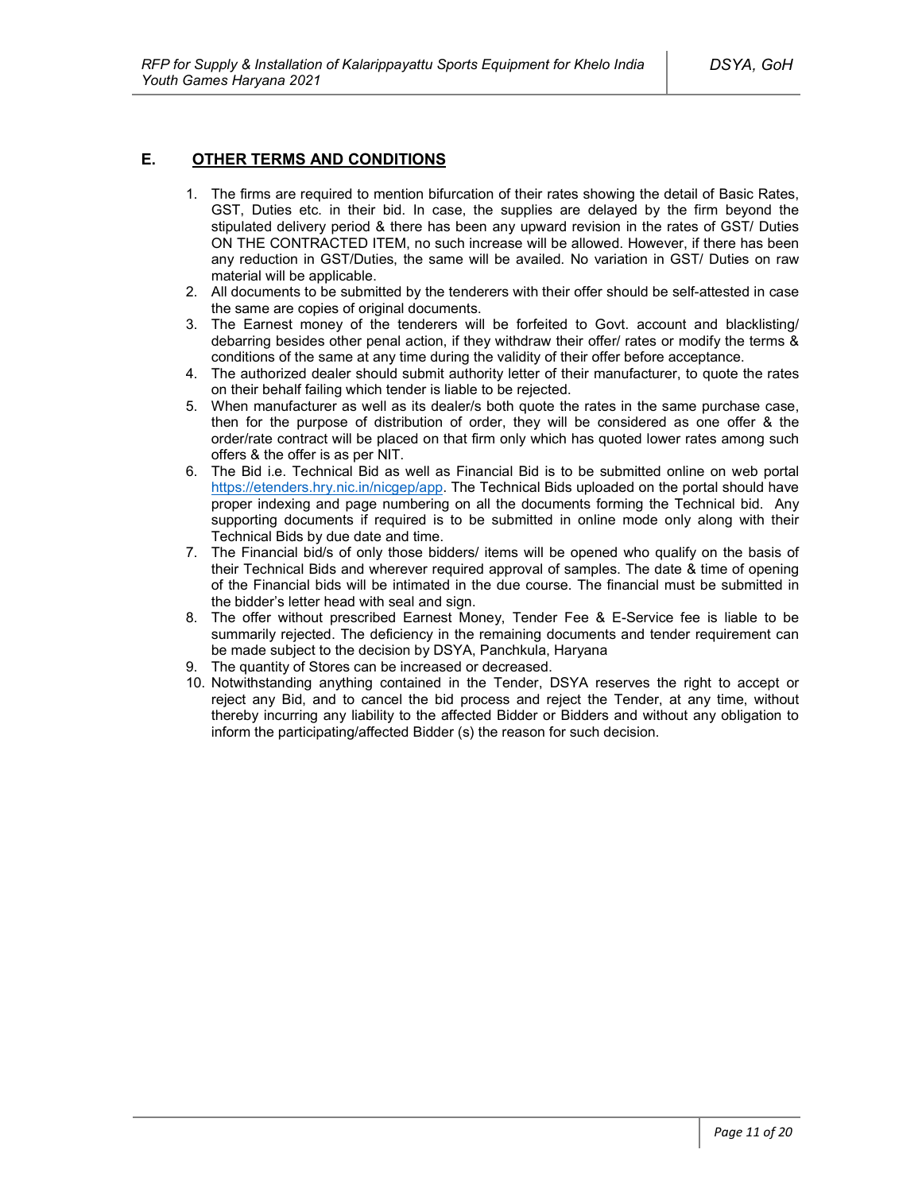## E. OTHER TERMS AND CONDITIONS

1. The firms are required to mention bifurcation of their rates showing the detail of Basic Rates, GST, Duties etc. in their bid. In case, the supplies are delayed by the firm beyond the stipulated delivery period & there has been any upward revision in the rates of GST/ Duties ON THE CONTRACTED ITEM, no such increase will be allowed. However, if there has been any reduction in GST/Duties, the same will be availed. No variation in GST/ Duties on raw material will be applicable.
2. All documents to be submitted by the tenderers with their offer should be self-attested in case the same are copies of original documents.
3. The Earnest money of the tenderers will be forfeited to Govt. account and blacklisting/ debarring besides other penal action, if they withdraw their offer/ rates or modify the terms & conditions of the same at any time during the validity of their offer before acceptance.
4. The authorized dealer should submit authority letter of their manufacturer, to quote the rates on their behalf failing which tender is liable to be rejected.
5. When manufacturer as well as its dealer/s both quote the rates in the same purchase case, then for the purpose of distribution of order, they will be considered as one offer & the order/rate contract will be placed on that firm only which has quoted lower rates among such offers & the offer is as per NIT.
6. The Bid i.e. Technical Bid as well as Financial Bid is to be submitted online on web portal https://etenders.hry.nic.in/nicgep/app. The Technical Bids uploaded on the portal should have proper indexing and page numbering on all the documents forming the Technical bid. Any supporting documents if required is to be submitted in online mode only along with their Technical Bids by due date and time.
7. The Financial bid/s of only those bidders/ items will be opened who qualify on the basis of their Technical Bids and wherever required approval of samples. The date & time of opening of the Financial bids will be intimated in the due course. The financial must be submitted in the bidder's letter head with seal and sign.
8. The offer without prescribed Earnest Money, Tender Fee & E-Service fee is liable to be summarily rejected. The deficiency in the remaining documents and tender requirement can be made subject to the decision by DSYA, Panchkula, Haryana
9. The quantity of Stores can be increased or decreased.
10. Notwithstanding anything contained in the Tender, DSYA reserves the right to accept or reject any Bid, and to cancel the bid process and reject the Tender, at any time, without thereby incurring any liability to the affected Bidder or Bidders and without any obligation to inform the participating/affected Bidder (s) the reason for such decision.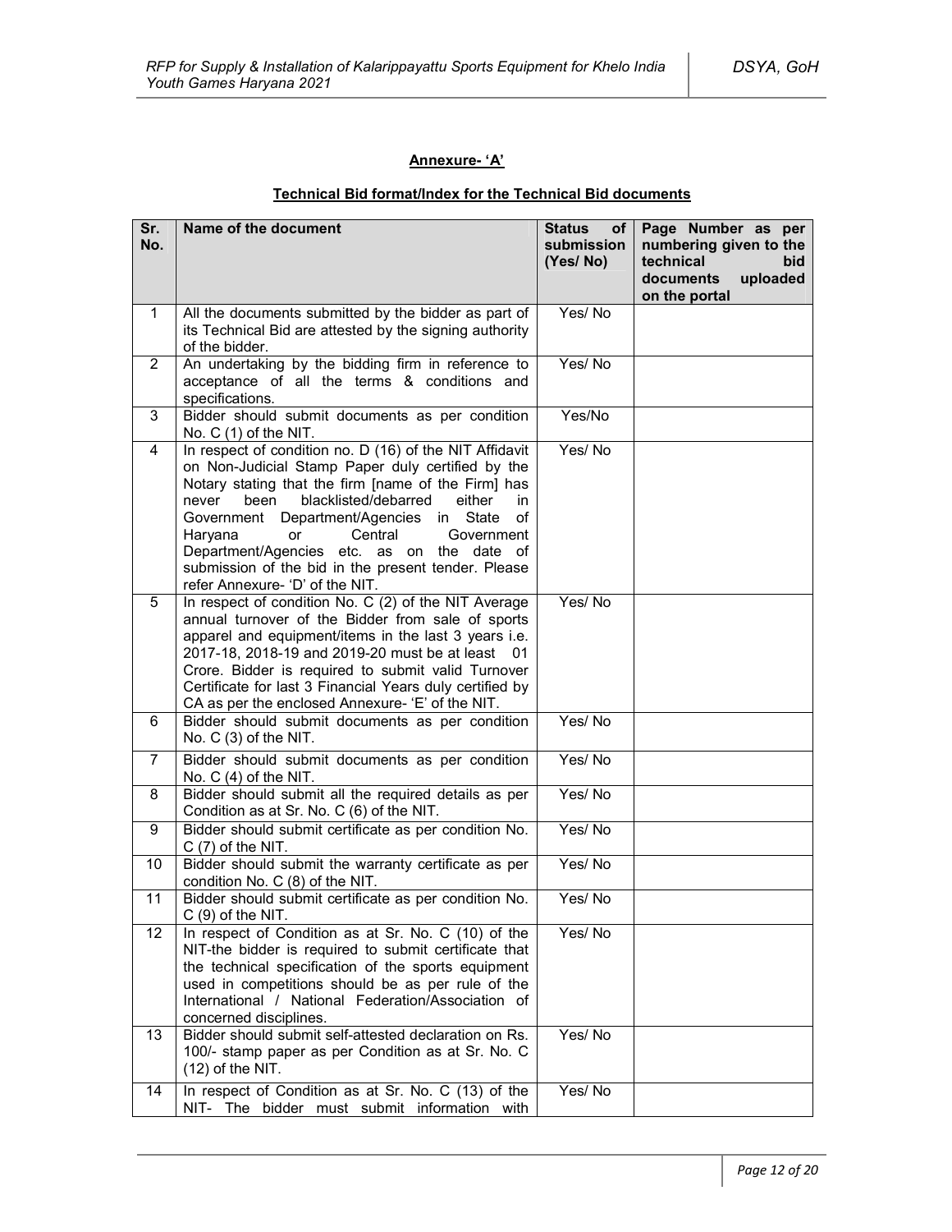**Annexure- 'A'**

**Technical Bid format/Index for the Technical Bid documents**

| Sr. No. | Name of the document | Status of submission (Yes/ No) | Page Number as per numbering given to the technical bid documents uploaded on the portal |
|---|---|---|---|
| 1 | All the documents submitted by the bidder as part of its Technical Bid are attested by the signing authority of the bidder. | Yes/ No | |
| 2 | An undertaking by the bidding firm in reference to acceptance of all the terms & conditions and specifications. | Yes/ No | |
| 3 | Bidder should submit documents as per condition No. C (1) of the NIT. | Yes/No | |
| 4 | In respect of condition no. D (16) of the NIT Affidavit on Non-Judicial Stamp Paper duly certified by the Notary stating that the firm [name of the Firm] has never been blacklisted/debarred either in Government Department/Agencies in State of Haryana or Central Government Department/Agencies etc. as on the date of submission of the bid in the present tender. Please refer Annexure- 'D' of the NIT. | Yes/ No | |
| 5 | In respect of condition No. C (2) of the NIT Average annual turnover of the Bidder from sale of sports apparel and equipment/items in the last 3 years i.e. 2017-18, 2018-19 and 2019-20 must be at least 01 Crore. Bidder is required to submit valid Turnover Certificate for last 3 Financial Years duly certified by CA as per the enclosed Annexure- 'E' of the NIT. | Yes/ No | |
| 6 | Bidder should submit documents as per condition No. C (3) of the NIT. | Yes/ No | |
| 7 | Bidder should submit documents as per condition No. C (4) of the NIT. | Yes/ No | |
| 8 | Bidder should submit all the required details as per Condition as at Sr. No. C (6) of the NIT. | Yes/ No | |
| 9 | Bidder should submit certificate as per condition No. C (7) of the NIT. | Yes/ No | |
| 10 | Bidder should submit the warranty certificate as per condition No. C (8) of the NIT. | Yes/ No | |
| 11 | Bidder should submit certificate as per condition No. C (9) of the NIT. | Yes/ No | |
| 12 | In respect of Condition as at Sr. No. C (10) of the NIT-the bidder is required to submit certificate that the technical specification of the sports equipment used in competitions should be as per rule of the International / National Federation/Association of concerned disciplines. | Yes/ No | |
| 13 | Bidder should submit self-attested declaration on Rs. 100/- stamp paper as per Condition as at Sr. No. C (12) of the NIT. | Yes/ No | |
| 14 | In respect of Condition as at Sr. No. C (13) of the NIT- The bidder must submit information with | Yes/ No | |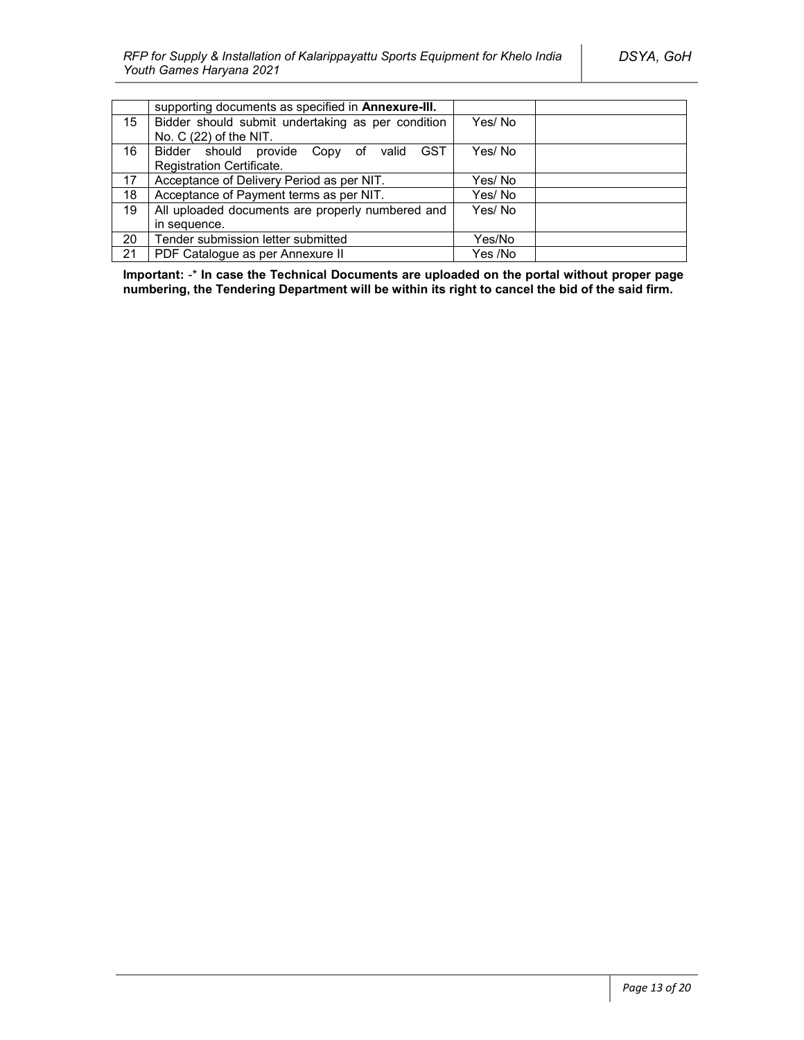|  |  |  |  |
|---|---|---|---|
|  | supporting documents as specified in **Annexure-III.** |  |  |
| 15 | Bidder should submit undertaking as per condition No. C (22) of the NIT. | Yes/ No |  |
| 16 | Bidder should provide Copy of valid GST Registration Certificate. | Yes/ No |  |
| 17 | Acceptance of Delivery Period as per NIT. | Yes/ No |  |
| 18 | Acceptance of Payment terms as per NIT. | Yes/ No |  |
| 19 | All uploaded documents are properly numbered and in sequence. | Yes/ No |  |
| 20 | Tender submission letter submitted | Yes/No |  |
| 21 | PDF Catalogue as per Annexure II | Yes /No |  |

**Important:** -* **In case the Technical Documents are uploaded on the portal without proper page numbering, the Tendering Department will be within its right to cancel the bid of the said firm.**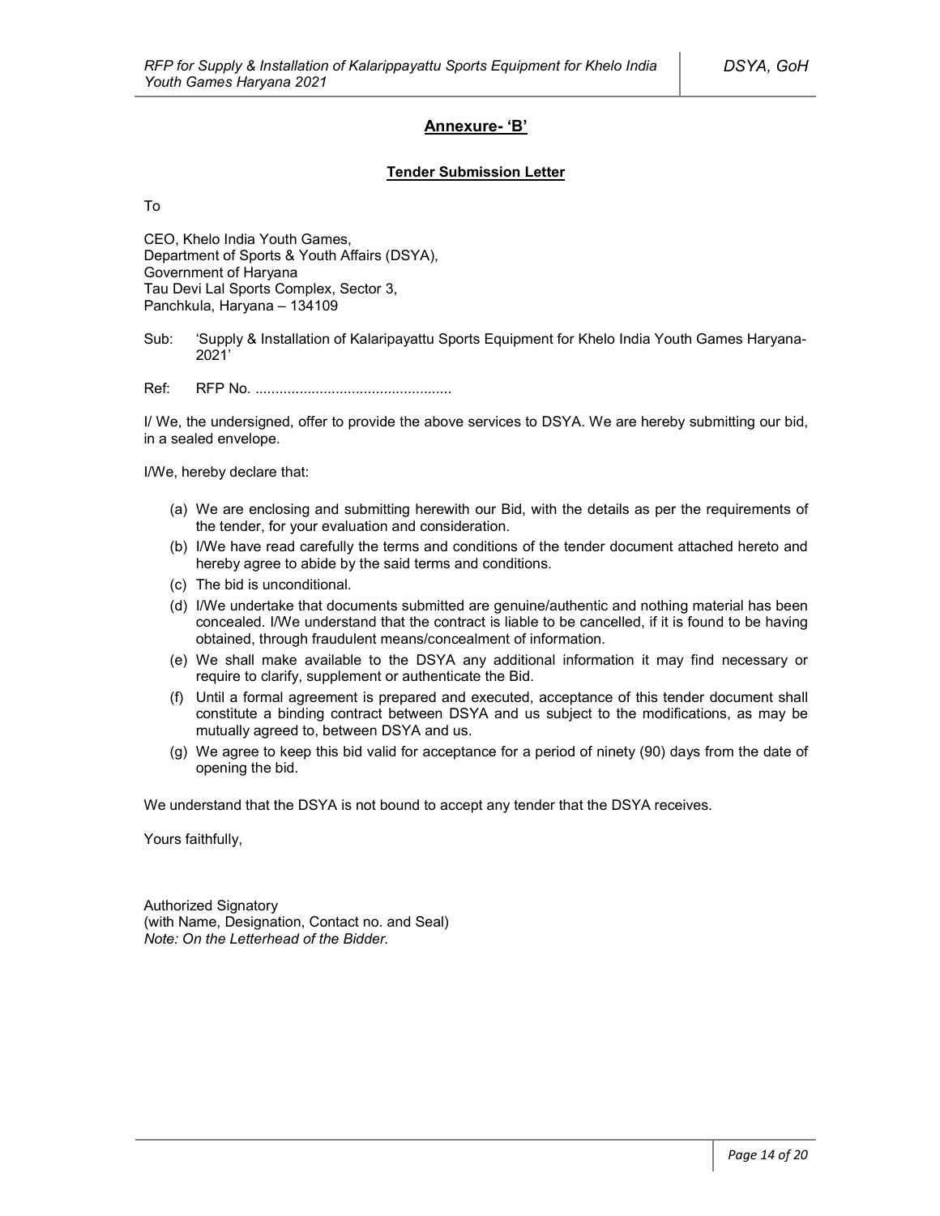## Annexure- 'B'

### Tender Submission Letter

To

CEO, Khelo India Youth Games,
Department of Sports & Youth Affairs (DSYA),
Government of Haryana
Tau Devi Lal Sports Complex, Sector 3,
Panchkula, Haryana – 134109

Sub: 'Supply & Installation of Kalaripayattu Sports Equipment for Khelo India Youth Games Haryana-2021'

Ref: RFP No. ................................................

I/ We, the undersigned, offer to provide the above services to DSYA. We are hereby submitting our bid, in a sealed envelope.

I/We, hereby declare that:

(a) We are enclosing and submitting herewith our Bid, with the details as per the requirements of the tender, for your evaluation and consideration.
(b) I/We have read carefully the terms and conditions of the tender document attached hereto and hereby agree to abide by the said terms and conditions.
(c) The bid is unconditional.
(d) I/We undertake that documents submitted are genuine/authentic and nothing material has been concealed. I/We understand that the contract is liable to be cancelled, if it is found to be having obtained, through fraudulent means/concealment of information.
(e) We shall make available to the DSYA any additional information it may find necessary or require to clarify, supplement or authenticate the Bid.
(f) Until a formal agreement is prepared and executed, acceptance of this tender document shall constitute a binding contract between DSYA and us subject to the modifications, as may be mutually agreed to, between DSYA and us.
(g) We agree to keep this bid valid for acceptance for a period of ninety (90) days from the date of opening the bid.

We understand that the DSYA is not bound to accept any tender that the DSYA receives.

Yours faithfully,

Authorized Signatory
(with Name, Designation, Contact no. and Seal)
*Note: On the Letterhead of the Bidder.*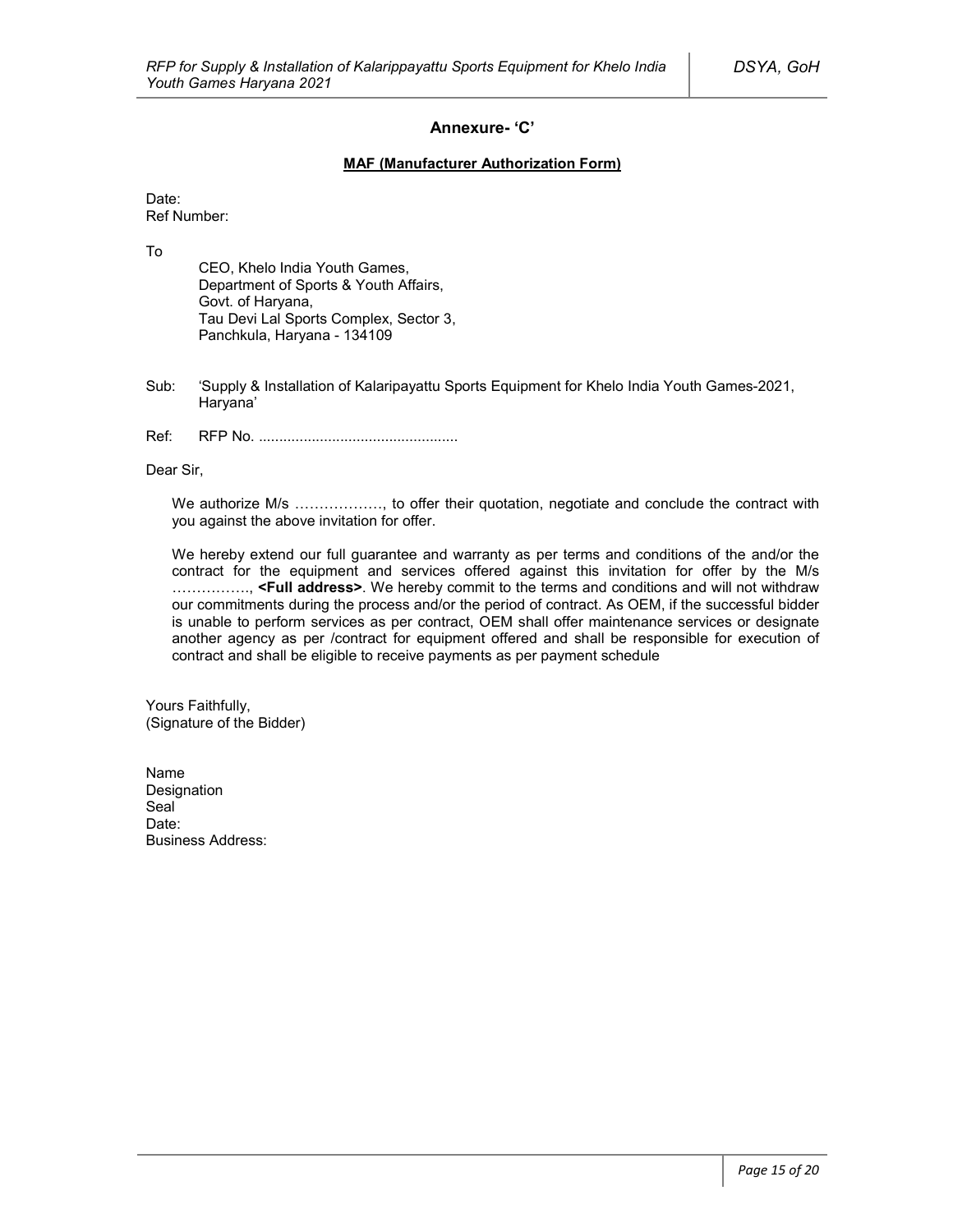## Annexure- 'C'

**MAF (Manufacturer Authorization Form)**

Date:
Ref Number:

To

CEO, Khelo India Youth Games,
Department of Sports & Youth Affairs,
Govt. of Haryana,
Tau Devi Lal Sports Complex, Sector 3,
Panchkula, Haryana - 134109

Sub: 'Supply & Installation of Kalaripayattu Sports Equipment for Khelo India Youth Games-2021, Haryana'

Ref: RFP No. ................................................

Dear Sir,

We authorize M/s ………………, to offer their quotation, negotiate and conclude the contract with you against the above invitation for offer.

We hereby extend our full guarantee and warranty as per terms and conditions of the and/or the contract for the equipment and services offered against this invitation for offer by the M/s ……………., **<Full address>**. We hereby commit to the terms and conditions and will not withdraw our commitments during the process and/or the period of contract. As OEM, if the successful bidder is unable to perform services as per contract, OEM shall offer maintenance services or designate another agency as per /contract for equipment offered and shall be responsible for execution of contract and shall be eligible to receive payments as per payment schedule

Yours Faithfully,
(Signature of the Bidder)

Name
Designation
Seal
Date:
Business Address: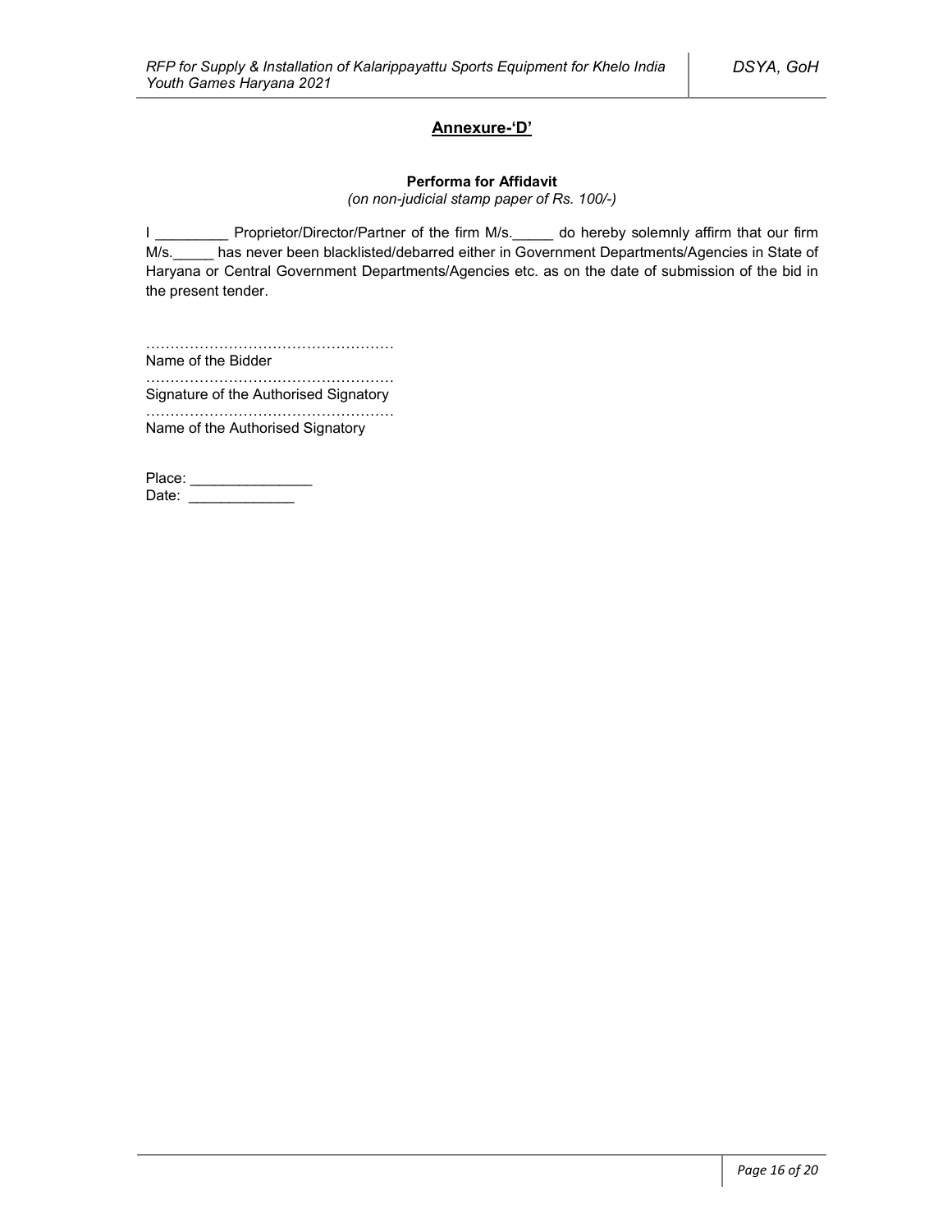## Annexure-'D'

**Performa for Affidavit**

*(on non-judicial stamp paper of Rs. 100/-)*

I _________ Proprietor/Director/Partner of the firm M/s._____ do hereby solemnly affirm that our firm M/s._____ has never been blacklisted/debarred either in Government Departments/Agencies in State of Haryana or Central Government Departments/Agencies etc. as on the date of submission of the bid in the present tender.

……………………………………………

Name of the Bidder

……………………………………………

Signature of the Authorised Signatory

……………………………………………

Name of the Authorised Signatory

Place: _______________

Date: _____________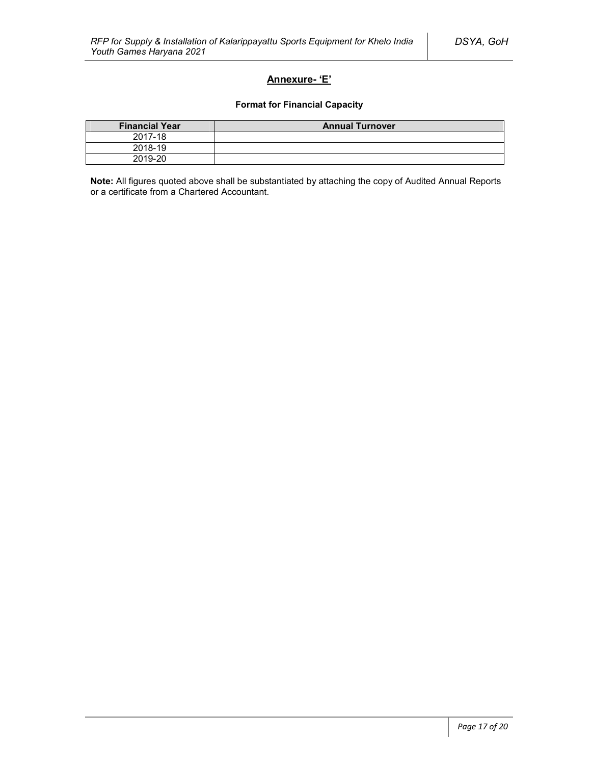## Annexure- 'E'

### Format for Financial Capacity

| Financial Year | Annual Turnover |
|---|---|
| 2017-18 | |
| 2018-19 | |
| 2019-20 | |

**Note:** All figures quoted above shall be substantiated by attaching the copy of Audited Annual Reports or a certificate from a Chartered Accountant.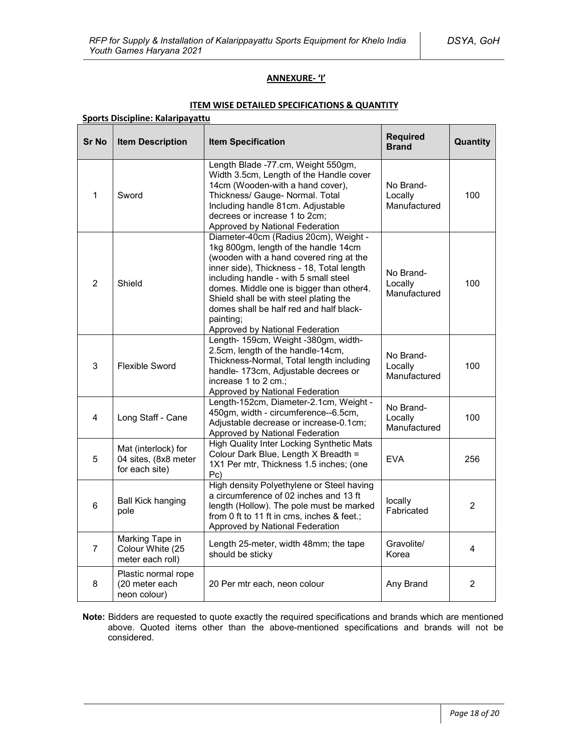**ANNEXURE- 'I'**

**ITEM WISE DETAILED SPECIFICATIONS & QUANTITY**

**Sports Discipline: Kalaripayattu**

| Sr No | Item Description | Item Specification | Required Brand | Quantity |
|---|---|---|---|---|
| 1 | Sword | Length Blade -77.cm, Weight 550gm, Width 3.5cm, Length of the Handle cover 14cm (Wooden-with a hand cover), Thickness/ Gauge- Normal. Total Including handle 81cm. Adjustable decrees or increase 1 to 2cm; Approved by National Federation | No Brand- Locally Manufactured | 100 |
| 2 | Shield | Diameter-40cm (Radius 20cm), Weight - 1kg 800gm, length of the handle 14cm (wooden with a hand covered ring at the inner side), Thickness - 18, Total length including handle - with 5 small steel domes. Middle one is bigger than other4. Shield shall be with steel plating the domes shall be half red and half black- painting; Approved by National Federation | No Brand- Locally Manufactured | 100 |
| 3 | Flexible Sword | Length- 159cm, Weight -380gm, width- 2.5cm, length of the handle-14cm, Thickness-Normal, Total length including handle- 173cm, Adjustable decrees or increase 1 to 2 cm.; Approved by National Federation | No Brand- Locally Manufactured | 100 |
| 4 | Long Staff - Cane | Length-152cm, Diameter-2.1cm, Weight - 450gm, width - circumference--6.5cm, Adjustable decrease or increase-0.1cm; Approved by National Federation | No Brand- Locally Manufactured | 100 |
| 5 | Mat (interlock) for 04 sites, (8x8 meter for each site) | High Quality Inter Locking Synthetic Mats Colour Dark Blue, Length X Breadth = 1X1 Per mtr, Thickness 1.5 inches; (one Pc) | EVA | 256 |
| 6 | Ball Kick hanging pole | High density Polyethylene or Steel having a circumference of 02 inches and 13 ft length (Hollow). The pole must be marked from 0 ft to 11 ft in cms, inches & feet.; Approved by National Federation | locally Fabricated | 2 |
| 7 | Marking Tape in Colour White (25 meter each roll) | Length 25-meter, width 48mm; the tape should be sticky | Gravolite/ Korea | 4 |
| 8 | Plastic normal rope (20 meter each neon colour) | 20 Per mtr each, neon colour | Any Brand | 2 |

**Note:** Bidders are requested to quote exactly the required specifications and brands which are mentioned above. Quoted items other than the above-mentioned specifications and brands will not be considered.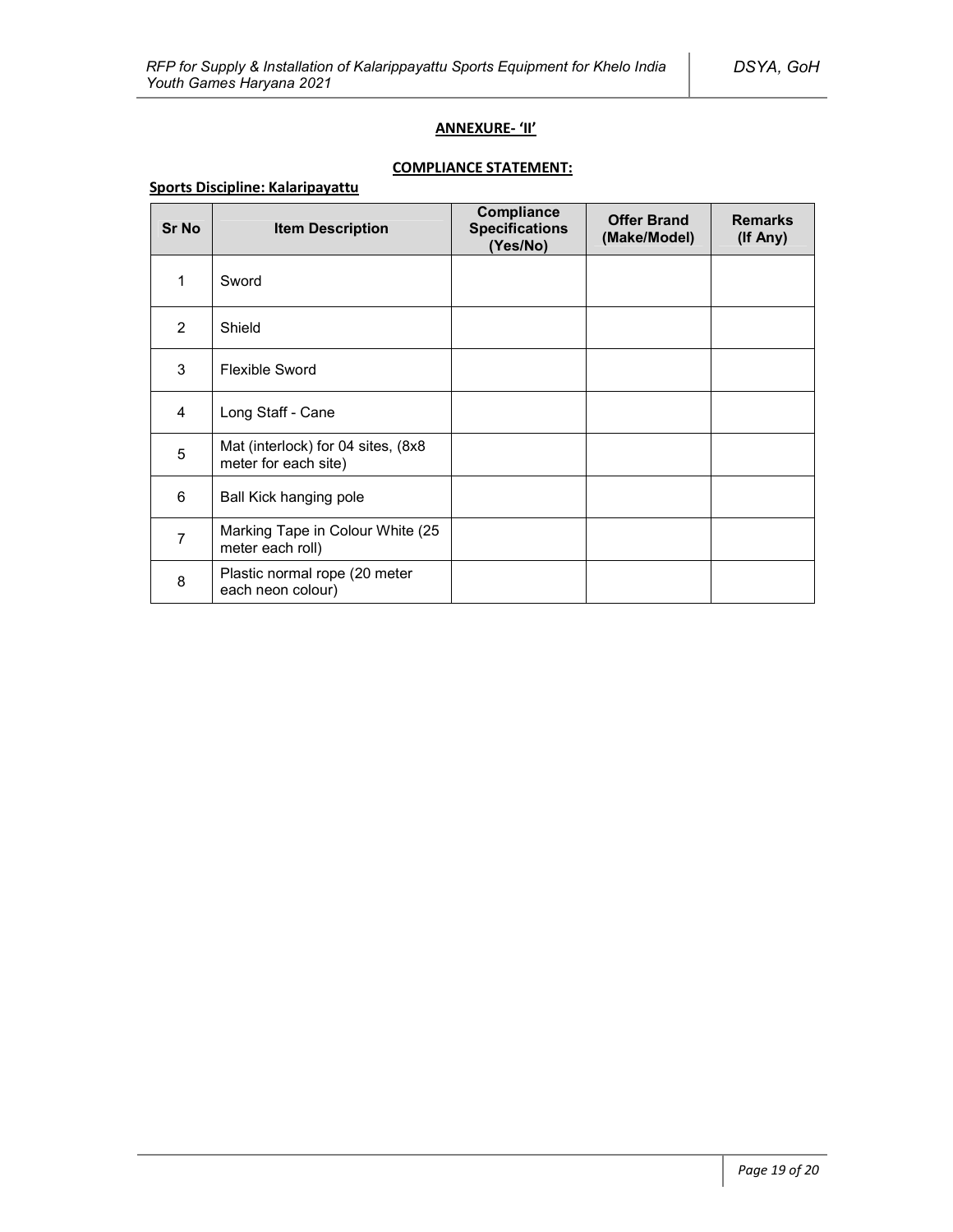**ANNEXURE- 'II'**

**COMPLIANCE STATEMENT:**

**Sports Discipline: Kalaripayattu**

| Sr No | Item Description | Compliance Specifications (Yes/No) | Offer Brand (Make/Model) | Remarks (If Any) |
|---|---|---|---|---|
| 1 | Sword | | | |
| 2 | Shield | | | |
| 3 | Flexible Sword | | | |
| 4 | Long Staff - Cane | | | |
| 5 | Mat (interlock) for 04 sites, (8x8 meter for each site) | | | |
| 6 | Ball Kick hanging pole | | | |
| 7 | Marking Tape in Colour White (25 meter each roll) | | | |
| 8 | Plastic normal rope (20 meter each neon colour) | | | |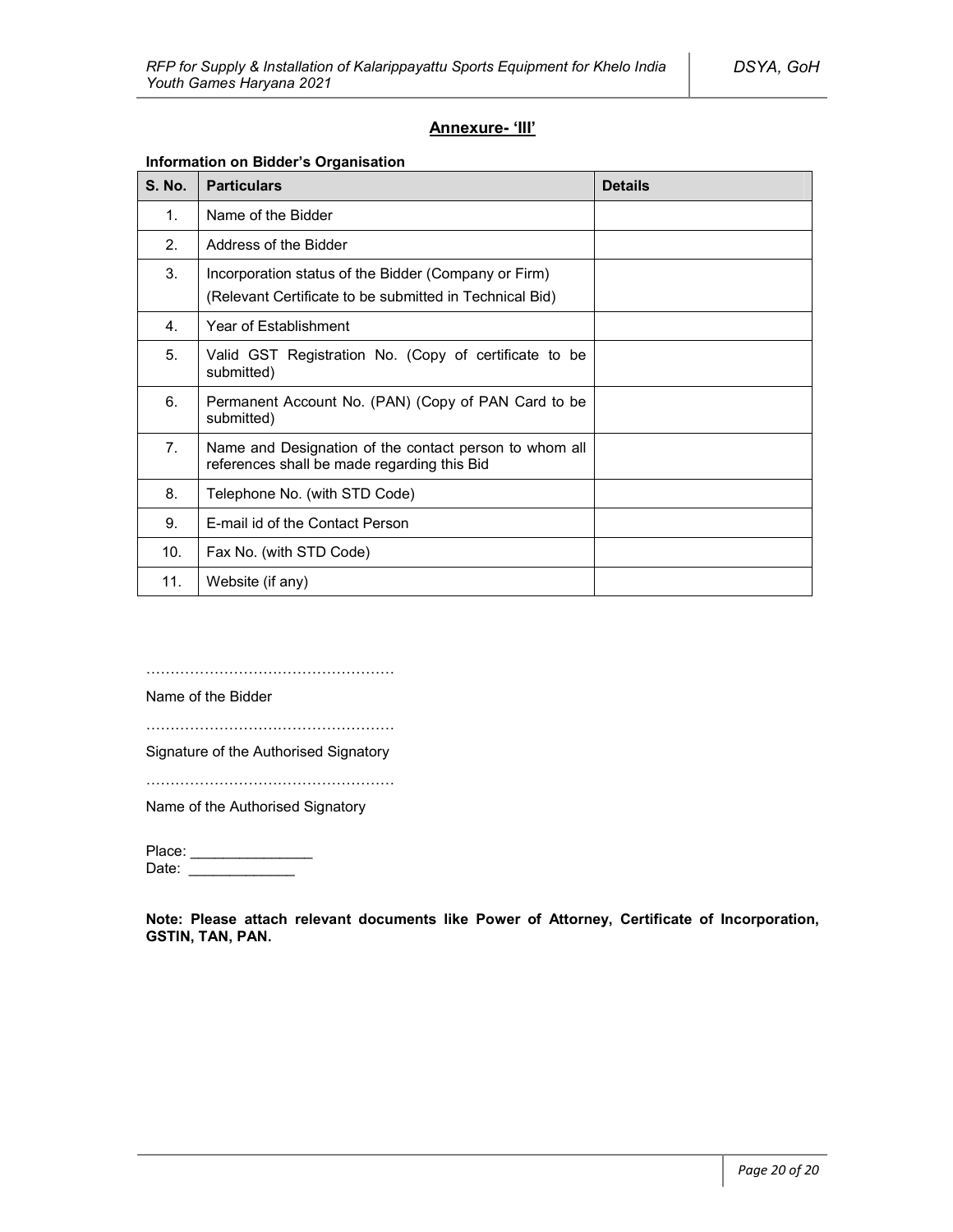## Annexure- 'III'

**Information on Bidder's Organisation**

| S. No. | Particulars | Details |
|---|---|---|
| 1. | Name of the Bidder | |
| 2. | Address of the Bidder | |
| 3. | Incorporation status of the Bidder (Company or Firm)<br>(Relevant Certificate to be submitted in Technical Bid) | |
| 4. | Year of Establishment | |
| 5. | Valid GST Registration No. (Copy of certificate to be submitted) | |
| 6. | Permanent Account No. (PAN) (Copy of PAN Card to be submitted) | |
| 7. | Name and Designation of the contact person to whom all references shall be made regarding this Bid | |
| 8. | Telephone No. (with STD Code) | |
| 9. | E-mail id of the Contact Person | |
| 10. | Fax No. (with STD Code) | |
| 11. | Website (if any) | |

……………………………………………

Name of the Bidder

……………………………………………

Signature of the Authorised Signatory

……………………………………………

Name of the Authorised Signatory

Place: _______________

Date: _____________

**Note: Please attach relevant documents like Power of Attorney, Certificate of Incorporation, GSTIN, TAN, PAN.**